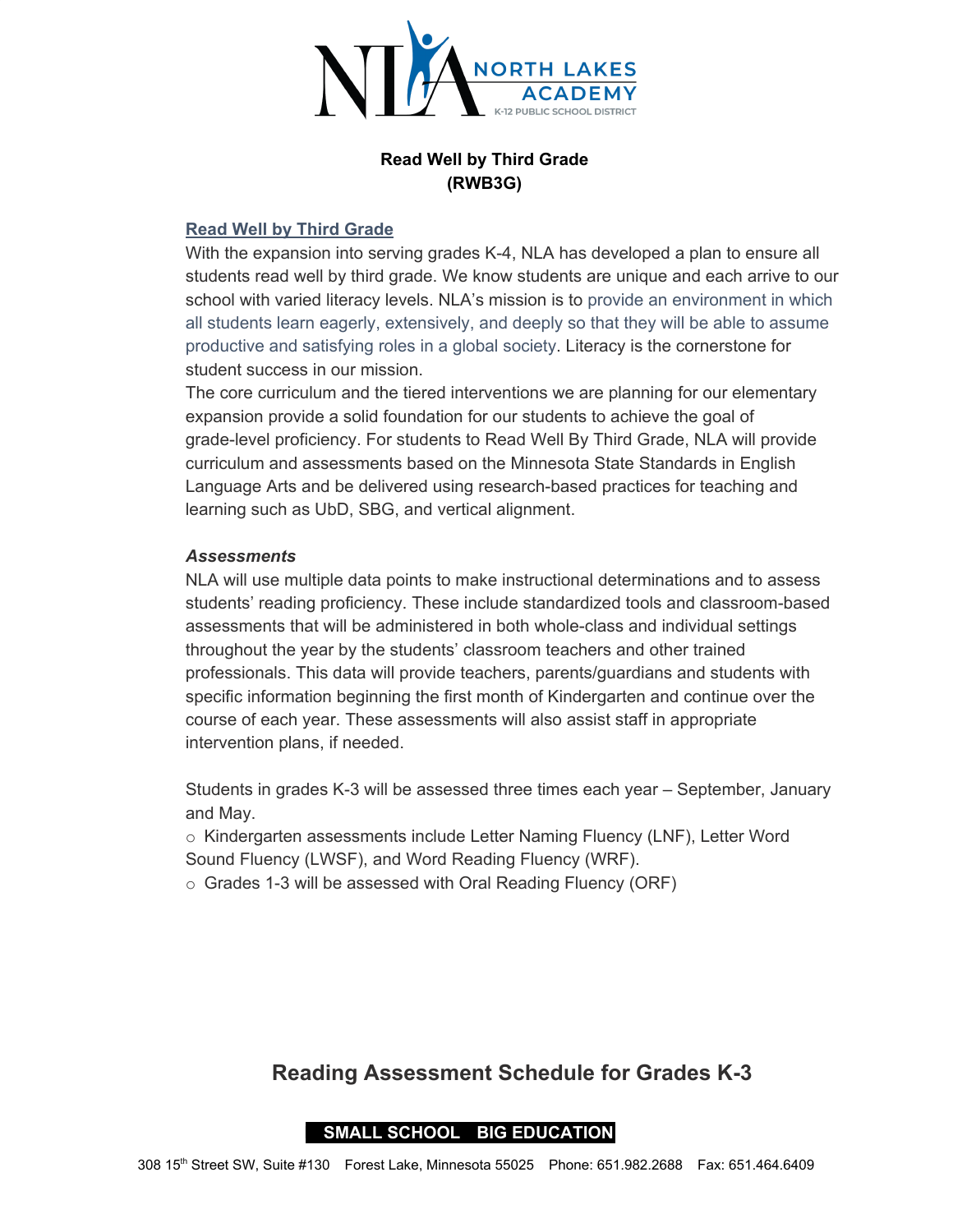# Read Well by Third Grade
# (RWB3G)

## Read Well by Third Grade

With the expansion into serving grades K-4, NLA has developed a plan to ensure all students read well by third grade. We know students are unique and each arrive to our school with varied literacy levels. NLA's mission is to provide an environment in which all students learn eagerly, extensively, and deeply so that they will be able to assume productive and satisfying roles in a global society. Literacy is the cornerstone for student success in our mission.

The core curriculum and the tiered interventions we are planning for our elementary expansion provide a solid foundation for our students to achieve the goal of grade-level proficiency. For students to Read Well By Third Grade, NLA will provide curriculum and assessments based on the Minnesota State Standards in English Language Arts and be delivered using research-based practices for teaching and learning such as UbD, SBG, and vertical alignment.

### *Assessments*

NLA will use multiple data points to make instructional determinations and to assess students' reading proficiency. These include standardized tools and classroom-based assessments that will be administered in both whole-class and individual settings throughout the year by the students' classroom teachers and other trained professionals. This data will provide teachers, parents/guardians and students with specific information beginning the first month of Kindergarten and continue over the course of each year. These assessments will also assist staff in appropriate intervention plans, if needed.

Students in grades K-3 will be assessed three times each year – September, January and May.

- Kindergarten assessments include Letter Naming Fluency (LNF), Letter Word Sound Fluency (LWSF), and Word Reading Fluency (WRF).
- Grades 1-3 will be assessed with Oral Reading Fluency (ORF)

## Reading Assessment Schedule for Grades K-3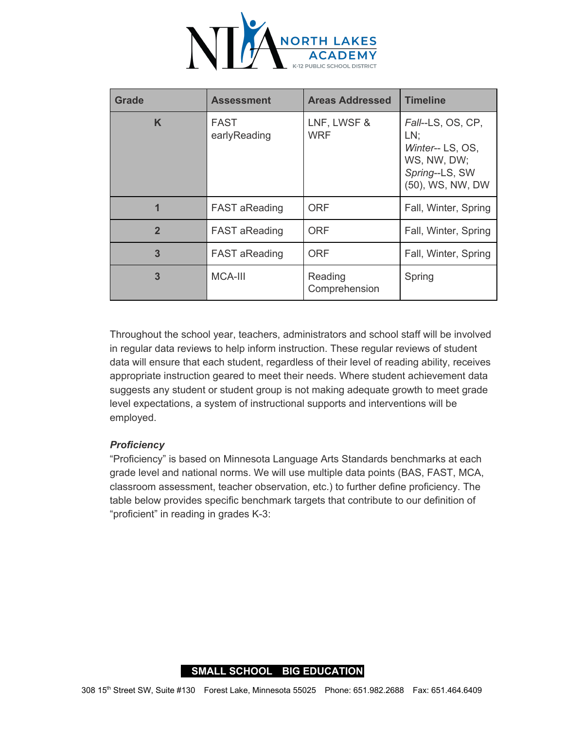| Grade | Assessment | Areas Addressed | Timeline |
|---|---|---|---|
| K | FAST earlyReading | LNF, LWSF & WRF | *Fall*--LS, OS, CP, LN; *Winter*-- LS, OS, WS, NW, DW; *Spring*--LS, SW (50), WS, NW, DW |
| 1 | FAST aReading | ORF | Fall, Winter, Spring |
| 2 | FAST aReading | ORF | Fall, Winter, Spring |
| 3 | FAST aReading | ORF | Fall, Winter, Spring |
| 3 | MCA-III | Reading Comprehension | Spring |

Throughout the school year, teachers, administrators and school staff will be involved in regular data reviews to help inform instruction. These regular reviews of student data will ensure that each student, regardless of their level of reading ability, receives appropriate instruction geared to meet their needs. Where student achievement data suggests any student or student group is not making adequate growth to meet grade level expectations, a system of instructional supports and interventions will be employed.

***Proficiency***

"Proficiency" is based on Minnesota Language Arts Standards benchmarks at each grade level and national norms. We will use multiple data points (BAS, FAST, MCA, classroom assessment, teacher observation, etc.) to further define proficiency. The table below provides specific benchmark targets that contribute to our definition of "proficient" in reading in grades K-3: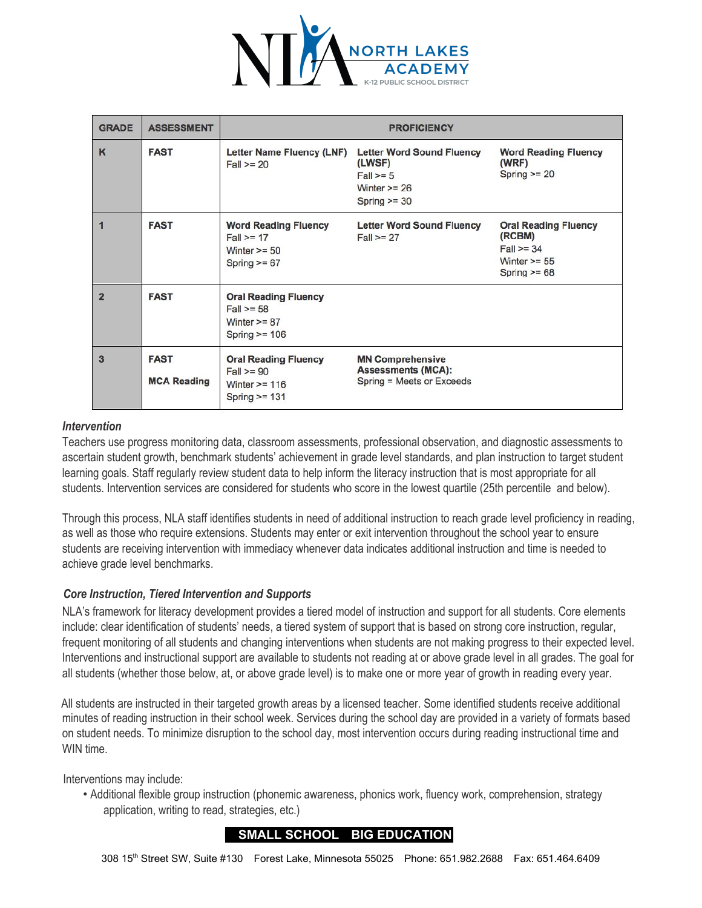| GRADE | ASSESSMENT | PROFICIENCY | | |
|---|---|---|---|---|
| K | FAST | **Letter Name Fluency (LNF)**<br>Fall >= 20 | **Letter Word Sound Fluency (LWSF)**<br>Fall >= 5<br>Winter >= 26<br>Spring >= 30 | **Word Reading Fluency (WRF)**<br>Spring >= 20 |
| 1 | FAST | **Word Reading Fluency**<br>Fall >= 17<br>Winter >= 50<br>Spring >= 67 | **Letter Word Sound Fluency**<br>Fall >= 27 | **Oral Reading Fluency (RCBM)**<br>Fall >= 34<br>Winter >= 55<br>Spring >= 68 |
| 2 | FAST | **Oral Reading Fluency**<br>Fall >= 58<br>Winter >= 87<br>Spring >= 106 | | |
| 3 | FAST<br><br>MCA Reading | **Oral Reading Fluency**<br>Fall >= 90<br>Winter >= 116<br>Spring >= 131 | **MN Comprehensive Assessments (MCA):**<br>Spring = Meets or Exceeds | |

### *Intervention*

Teachers use progress monitoring data, classroom assessments, professional observation, and diagnostic assessments to ascertain student growth, benchmark students' achievement in grade level standards, and plan instruction to target student learning goals. Staff regularly review student data to help inform the literacy instruction that is most appropriate for all students. Intervention services are considered for students who score in the lowest quartile (25th percentile and below).

Through this process, NLA staff identifies students in need of additional instruction to reach grade level proficiency in reading, as well as those who require extensions. Students may enter or exit intervention throughout the school year to ensure students are receiving intervention with immediacy whenever data indicates additional instruction and time is needed to achieve grade level benchmarks.

### *Core Instruction, Tiered Intervention and Supports*

NLA's framework for literacy development provides a tiered model of instruction and support for all students. Core elements include: clear identification of students' needs, a tiered system of support that is based on strong core instruction, regular, frequent monitoring of all students and changing interventions when students are not making progress to their expected level. Interventions and instructional support are available to students not reading at or above grade level in all grades. The goal for all students (whether those below, at, or above grade level) is to make one or more year of growth in reading every year.

All students are instructed in their targeted growth areas by a licensed teacher. Some identified students receive additional minutes of reading instruction in their school week. Services during the school day are provided in a variety of formats based on student needs. To minimize disruption to the school day, most intervention occurs during reading instructional time and WIN time.

Interventions may include:

- Additional flexible group instruction (phonemic awareness, phonics work, fluency work, comprehension, strategy application, writing to read, strategies, etc.)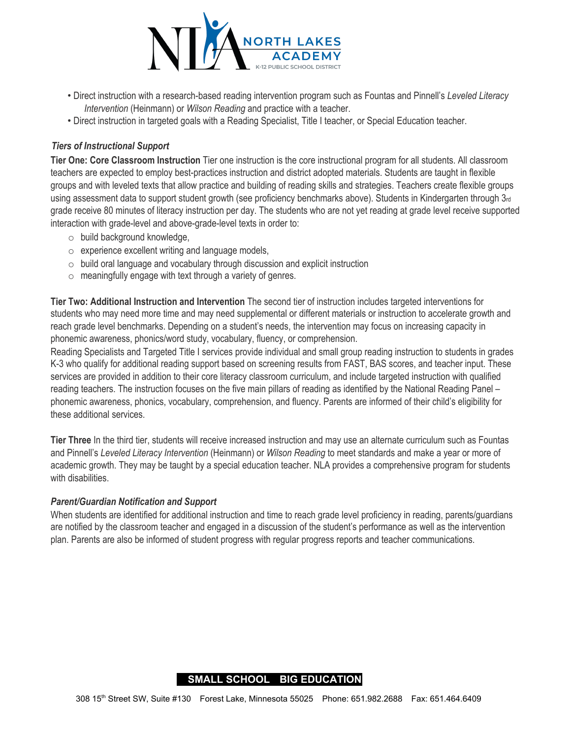- Direct instruction with a research-based reading intervention program such as Fountas and Pinnell's *Leveled Literacy Intervention* (Heinmann) or *Wilson Reading* and practice with a teacher.
- Direct instruction in targeted goals with a Reading Specialist, Title I teacher, or Special Education teacher.

***Tiers of Instructional Support***

**Tier One: Core Classroom Instruction** Tier one instruction is the core instructional program for all students. All classroom teachers are expected to employ best-practices instruction and district adopted materials. Students are taught in flexible groups and with leveled texts that allow practice and building of reading skills and strategies. Teachers create flexible groups using assessment data to support student growth (see proficiency benchmarks above). Students in Kindergarten through 3rd grade receive 80 minutes of literacy instruction per day. The students who are not yet reading at grade level receive supported interaction with grade-level and above-grade-level texts in order to:

- build background knowledge,
- experience excellent writing and language models,
- build oral language and vocabulary through discussion and explicit instruction
- meaningfully engage with text through a variety of genres.

**Tier Two: Additional Instruction and Intervention** The second tier of instruction includes targeted interventions for students who may need more time and may need supplemental or different materials or instruction to accelerate growth and reach grade level benchmarks. Depending on a student's needs, the intervention may focus on increasing capacity in phonemic awareness, phonics/word study, vocabulary, fluency, or comprehension.

Reading Specialists and Targeted Title I services provide individual and small group reading instruction to students in grades K-3 who qualify for additional reading support based on screening results from FAST, BAS scores, and teacher input. These services are provided in addition to their core literacy classroom curriculum, and include targeted instruction with qualified reading teachers. The instruction focuses on the five main pillars of reading as identified by the National Reading Panel – phonemic awareness, phonics, vocabulary, comprehension, and fluency. Parents are informed of their child's eligibility for these additional services.

**Tier Three** In the third tier, students will receive increased instruction and may use an alternate curriculum such as Fountas and Pinnell's *Leveled Literacy Intervention* (Heinmann) or *Wilson Reading* to meet standards and make a year or more of academic growth. They may be taught by a special education teacher. NLA provides a comprehensive program for students with disabilities.

***Parent/Guardian Notification and Support***

When students are identified for additional instruction and time to reach grade level proficiency in reading, parents/guardians are notified by the classroom teacher and engaged in a discussion of the student's performance as well as the intervention plan. Parents are also be informed of student progress with regular progress reports and teacher communications.